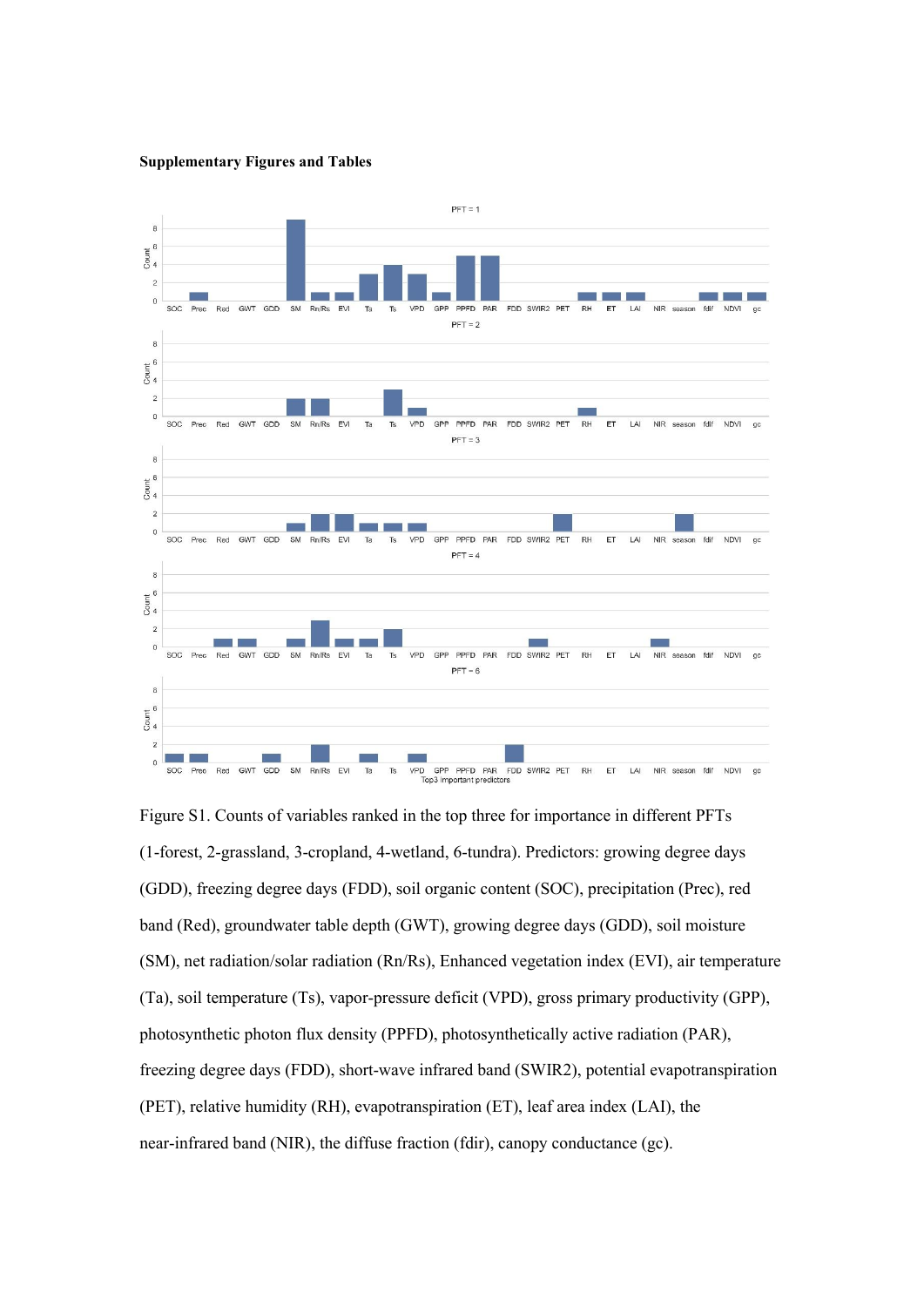**Supplementary Figures and Tables**

Figure S1. Counts of variables ranked in the top three for importance in different PFTs (1-forest, 2-grassland, 3-cropland, 4-wetland, 6-tundra). Predictors: growing degree days (GDD), freezing degree days (FDD), soil organic content (SOC), precipitation (Prec), red band (Red), groundwater table depth (GWT), growing degree days (GDD), soil moisture (SM), net radiation/solar radiation (Rn/Rs), Enhanced vegetation index (EVI), air temperature (Ta), soil temperature (Ts), vapor-pressure deficit (VPD), gross primary productivity (GPP), photosynthetic photon flux density (PPFD), photosynthetically active radiation (PAR), freezing degree days (FDD), short-wave infrared band (SWIR2), potential evapotranspiration (PET), relative humidity (RH), evapotranspiration (ET), leaf area index (LAI), the near-infrared band (NIR), the diffuse fraction (fdir), canopy conductance (gc).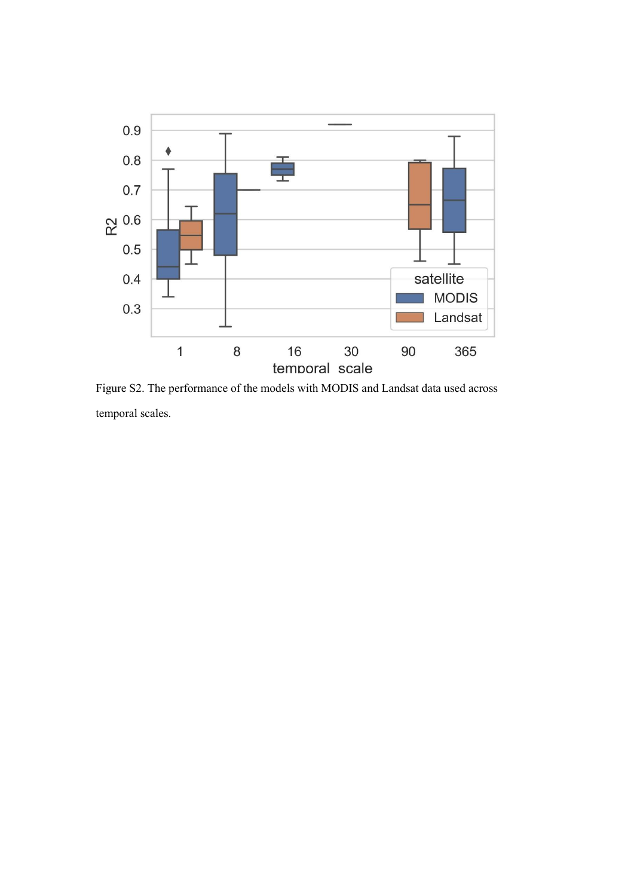Figure S2. The performance of the models with MODIS and Landsat data used across temporal scales.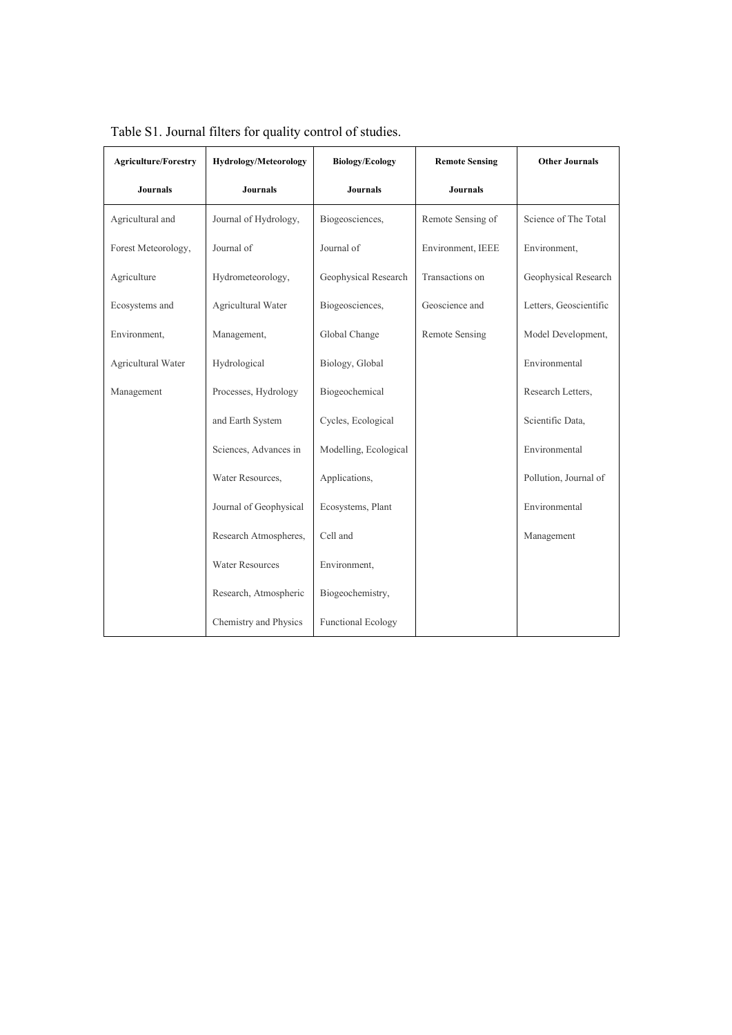Table S1. Journal filters for quality control of studies.

| Agriculture/Forestry Journals | Hydrology/Meteorology Journals | Biology/Ecology Journals | Remote Sensing Journals | Other Journals |
|---|---|---|---|---|
| Agricultural and Forest Meteorology, Agriculture Ecosystems and Environment, Agricultural Water Management | Journal of Hydrology, Journal of Hydrometeorology, Agricultural Water Management, Hydrological Processes, Hydrology and Earth System Sciences, Advances in Water Resources, Journal of Geophysical Research Atmospheres, Water Resources Research, Atmospheric Chemistry and Physics | Biogeosciences, Journal of Geophysical Research Biogeosciences, Global Change Biology, Global Biogeochemical Cycles, Ecological Modelling, Ecological Applications, Ecosystems, Plant Cell and Environment, Biogeochemistry, Functional Ecology | Remote Sensing of Environment, IEEE Transactions on Geoscience and Remote Sensing | Science of The Total Environment, Geophysical Research Letters, Geoscientific Model Development, Environmental Research Letters, Scientific Data, Environmental Pollution, Journal of Environmental Management |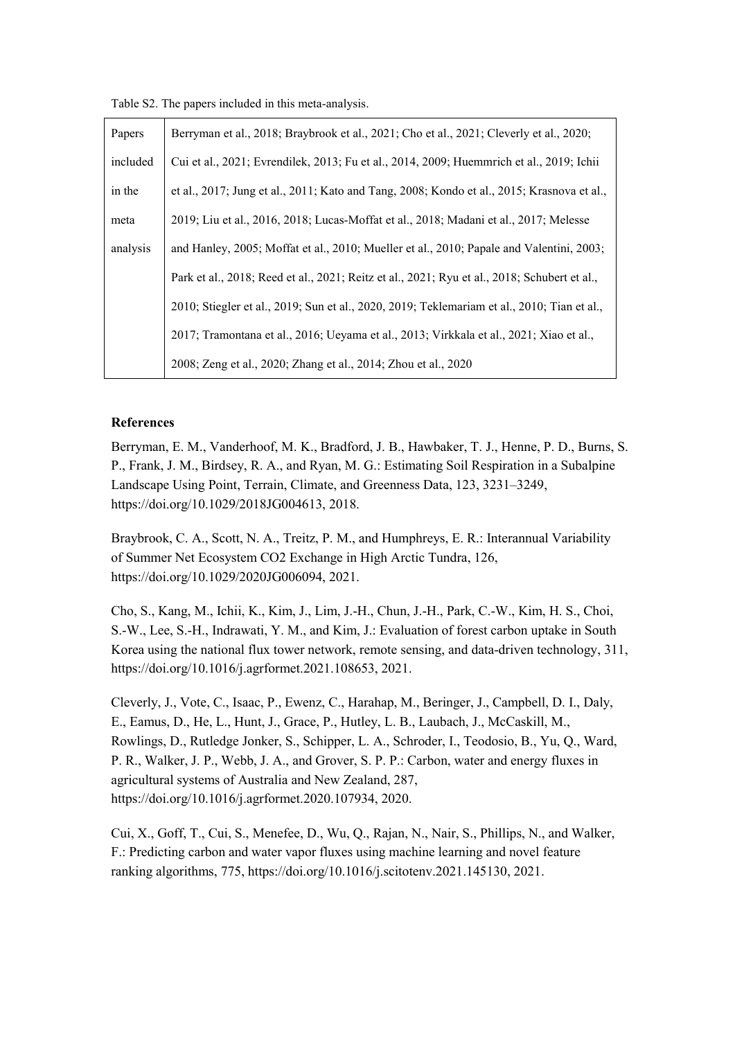Table S2. The papers included in this meta-analysis.

| | |
|---|---|
| Papers included in the meta analysis | Berryman et al., 2018; Braybrook et al., 2021; Cho et al., 2021; Cleverly et al., 2020; Cui et al., 2021; Evrendilek, 2013; Fu et al., 2014, 2009; Huemmrich et al., 2019; Ichii et al., 2017; Jung et al., 2011; Kato and Tang, 2008; Kondo et al., 2015; Krasnova et al., 2019; Liu et al., 2016, 2018; Lucas-Moffat et al., 2018; Madani et al., 2017; Melesse and Hanley, 2005; Moffat et al., 2010; Mueller et al., 2010; Papale and Valentini, 2003; Park et al., 2018; Reed et al., 2021; Reitz et al., 2021; Ryu et al., 2018; Schubert et al., 2010; Stiegler et al., 2019; Sun et al., 2020, 2019; Teklemariam et al., 2010; Tian et al., 2017; Tramontana et al., 2016; Ueyama et al., 2013; Virkkala et al., 2021; Xiao et al., 2008; Zeng et al., 2020; Zhang et al., 2014; Zhou et al., 2020 |

**References**

Berryman, E. M., Vanderhoof, M. K., Bradford, J. B., Hawbaker, T. J., Henne, P. D., Burns, S. P., Frank, J. M., Birdsey, R. A., and Ryan, M. G.: Estimating Soil Respiration in a Subalpine Landscape Using Point, Terrain, Climate, and Greenness Data, 123, 3231–3249, https://doi.org/10.1029/2018JG004613, 2018.

Braybrook, C. A., Scott, N. A., Treitz, P. M., and Humphreys, E. R.: Interannual Variability of Summer Net Ecosystem CO2 Exchange in High Arctic Tundra, 126, https://doi.org/10.1029/2020JG006094, 2021.

Cho, S., Kang, M., Ichii, K., Kim, J., Lim, J.-H., Chun, J.-H., Park, C.-W., Kim, H. S., Choi, S.-W., Lee, S.-H., Indrawati, Y. M., and Kim, J.: Evaluation of forest carbon uptake in South Korea using the national flux tower network, remote sensing, and data-driven technology, 311, https://doi.org/10.1016/j.agrformet.2021.108653, 2021.

Cleverly, J., Vote, C., Isaac, P., Ewenz, C., Harahap, M., Beringer, J., Campbell, D. I., Daly, E., Eamus, D., He, L., Hunt, J., Grace, P., Hutley, L. B., Laubach, J., McCaskill, M., Rowlings, D., Rutledge Jonker, S., Schipper, L. A., Schroder, I., Teodosio, B., Yu, Q., Ward, P. R., Walker, J. P., Webb, J. A., and Grover, S. P. P.: Carbon, water and energy fluxes in agricultural systems of Australia and New Zealand, 287, https://doi.org/10.1016/j.agrformet.2020.107934, 2020.

Cui, X., Goff, T., Cui, S., Menefee, D., Wu, Q., Rajan, N., Nair, S., Phillips, N., and Walker, F.: Predicting carbon and water vapor fluxes using machine learning and novel feature ranking algorithms, 775, https://doi.org/10.1016/j.scitotenv.2021.145130, 2021.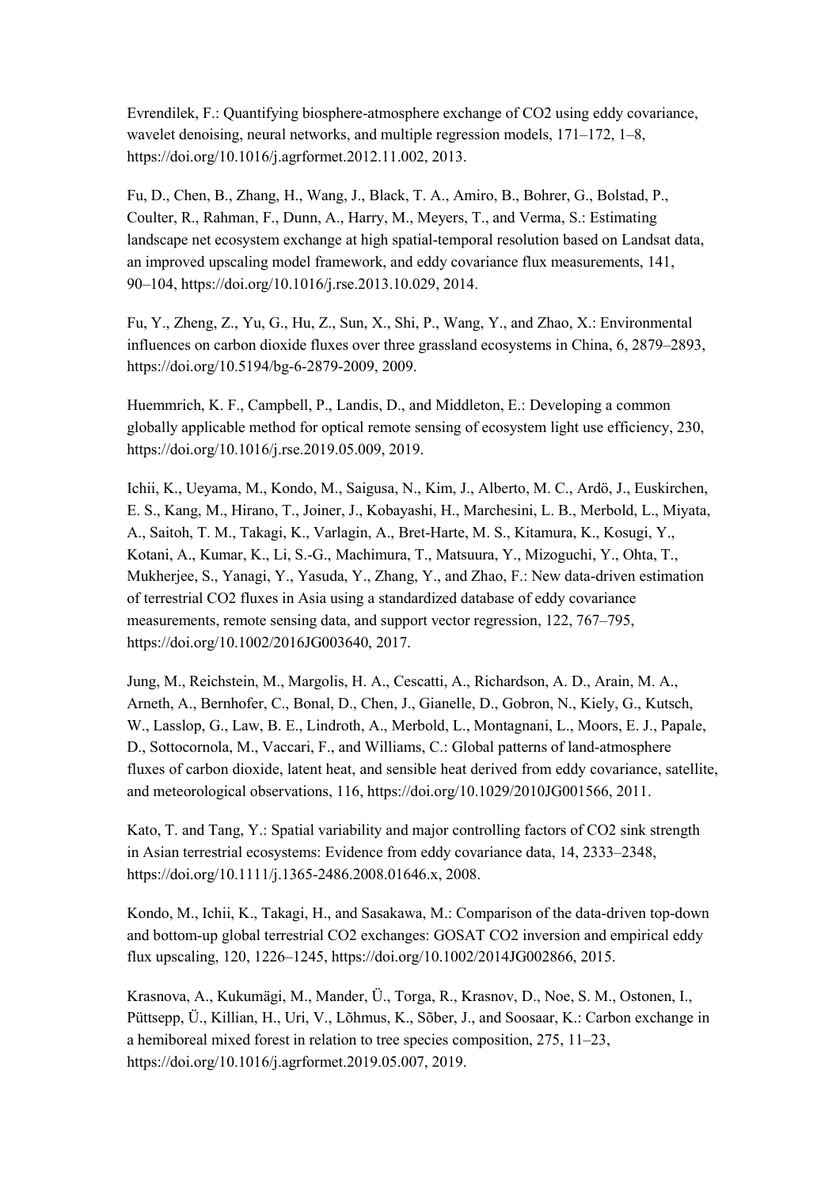Evrendilek, F.: Quantifying biosphere-atmosphere exchange of $CO_2$ using eddy covariance, wavelet denoising, neural networks, and multiple regression models, 171–172, 1–8, https://doi.org/10.1016/j.agrformet.2012.11.002, 2013.

Fu, D., Chen, B., Zhang, H., Wang, J., Black, T. A., Amiro, B., Bohrer, G., Bolstad, P., Coulter, R., Rahman, F., Dunn, A., Harry, M., Meyers, T., and Verma, S.: Estimating landscape net ecosystem exchange at high spatial-temporal resolution based on Landsat data, an improved upscaling model framework, and eddy covariance flux measurements, 141, 90–104, https://doi.org/10.1016/j.rse.2013.10.029, 2014.

Fu, Y., Zheng, Z., Yu, G., Hu, Z., Sun, X., Shi, P., Wang, Y., and Zhao, X.: Environmental influences on carbon dioxide fluxes over three grassland ecosystems in China, 6, 2879–2893, https://doi.org/10.5194/bg-6-2879-2009, 2009.

Huemmrich, K. F., Campbell, P., Landis, D., and Middleton, E.: Developing a common globally applicable method for optical remote sensing of ecosystem light use efficiency, 230, https://doi.org/10.1016/j.rse.2019.05.009, 2019.

Ichii, K., Ueyama, M., Kondo, M., Saigusa, N., Kim, J., Alberto, M. C., Ardö, J., Euskirchen, E. S., Kang, M., Hirano, T., Joiner, J., Kobayashi, H., Marchesini, L. B., Merbold, L., Miyata, A., Saitoh, T. M., Takagi, K., Varlagin, A., Bret-Harte, M. S., Kitamura, K., Kosugi, Y., Kotani, A., Kumar, K., Li, S.-G., Machimura, T., Matsuura, Y., Mizoguchi, Y., Ohta, T., Mukherjee, S., Yanagi, Y., Yasuda, Y., Zhang, Y., and Zhao, F.: New data-driven estimation of terrestrial $CO_2$ fluxes in Asia using a standardized database of eddy covariance measurements, remote sensing data, and support vector regression, 122, 767–795, https://doi.org/10.1002/2016JG003640, 2017.

Jung, M., Reichstein, M., Margolis, H. A., Cescatti, A., Richardson, A. D., Arain, M. A., Arneth, A., Bernhofer, C., Bonal, D., Chen, J., Gianelle, D., Gobron, N., Kiely, G., Kutsch, W., Lasslop, G., Law, B. E., Lindroth, A., Merbold, L., Montagnani, L., Moors, E. J., Papale, D., Sottocornola, M., Vaccari, F., and Williams, C.: Global patterns of land-atmosphere fluxes of carbon dioxide, latent heat, and sensible heat derived from eddy covariance, satellite, and meteorological observations, 116, https://doi.org/10.1029/2010JG001566, 2011.

Kato, T. and Tang, Y.: Spatial variability and major controlling factors of $CO_2$ sink strength in Asian terrestrial ecosystems: Evidence from eddy covariance data, 14, 2333–2348, https://doi.org/10.1111/j.1365-2486.2008.01646.x, 2008.

Kondo, M., Ichii, K., Takagi, H., and Sasakawa, M.: Comparison of the data-driven top-down and bottom-up global terrestrial $CO_2$ exchanges: GOSAT $CO_2$ inversion and empirical eddy flux upscaling, 120, 1226–1245, https://doi.org/10.1002/2014JG002866, 2015.

Krasnova, A., Kukumägi, M., Mander, Ü., Torga, R., Krasnov, D., Noe, S. M., Ostonen, I., Püttsepp, Ü., Killian, H., Uri, V., Lõhmus, K., Sõber, J., and Soosaar, K.: Carbon exchange in a hemiboreal mixed forest in relation to tree species composition, 275, 11–23, https://doi.org/10.1016/j.agrformet.2019.05.007, 2019.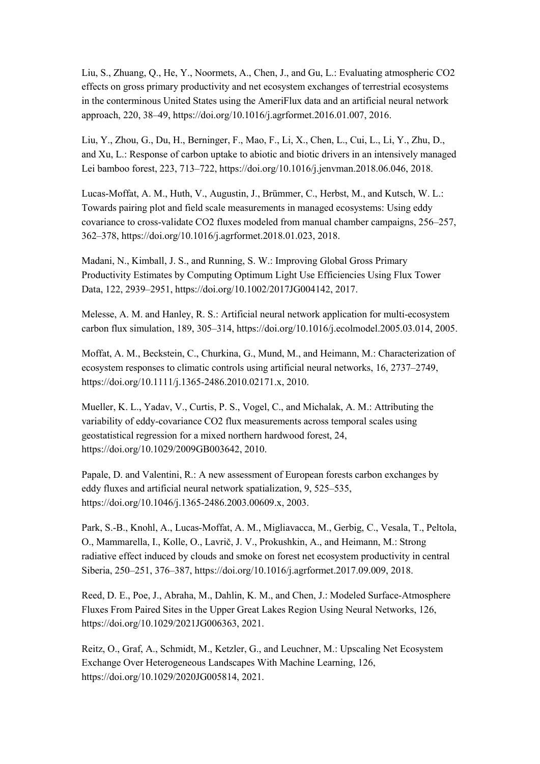Liu, S., Zhuang, Q., He, Y., Noormets, A., Chen, J., and Gu, L.: Evaluating atmospheric CO2 effects on gross primary productivity and net ecosystem exchanges of terrestrial ecosystems in the conterminous United States using the AmeriFlux data and an artificial neural network approach, 220, 38–49, https://doi.org/10.1016/j.agrformet.2016.01.007, 2016.

Liu, Y., Zhou, G., Du, H., Berninger, F., Mao, F., Li, X., Chen, L., Cui, L., Li, Y., Zhu, D., and Xu, L.: Response of carbon uptake to abiotic and biotic drivers in an intensively managed Lei bamboo forest, 223, 713–722, https://doi.org/10.1016/j.jenvman.2018.06.046, 2018.

Lucas-Moffat, A. M., Huth, V., Augustin, J., Brümmer, C., Herbst, M., and Kutsch, W. L.: Towards pairing plot and field scale measurements in managed ecosystems: Using eddy covariance to cross-validate CO2 fluxes modeled from manual chamber campaigns, 256–257, 362–378, https://doi.org/10.1016/j.agrformet.2018.01.023, 2018.

Madani, N., Kimball, J. S., and Running, S. W.: Improving Global Gross Primary Productivity Estimates by Computing Optimum Light Use Efficiencies Using Flux Tower Data, 122, 2939–2951, https://doi.org/10.1002/2017JG004142, 2017.

Melesse, A. M. and Hanley, R. S.: Artificial neural network application for multi-ecosystem carbon flux simulation, 189, 305–314, https://doi.org/10.1016/j.ecolmodel.2005.03.014, 2005.

Moffat, A. M., Beckstein, C., Churkina, G., Mund, M., and Heimann, M.: Characterization of ecosystem responses to climatic controls using artificial neural networks, 16, 2737–2749, https://doi.org/10.1111/j.1365-2486.2010.02171.x, 2010.

Mueller, K. L., Yadav, V., Curtis, P. S., Vogel, C., and Michalak, A. M.: Attributing the variability of eddy-covariance CO2 flux measurements across temporal scales using geostatistical regression for a mixed northern hardwood forest, 24, https://doi.org/10.1029/2009GB003642, 2010.

Papale, D. and Valentini, R.: A new assessment of European forests carbon exchanges by eddy fluxes and artificial neural network spatialization, 9, 525–535, https://doi.org/10.1046/j.1365-2486.2003.00609.x, 2003.

Park, S.-B., Knohl, A., Lucas-Moffat, A. M., Migliavacca, M., Gerbig, C., Vesala, T., Peltola, O., Mammarella, I., Kolle, O., Lavrič, J. V., Prokushkin, A., and Heimann, M.: Strong radiative effect induced by clouds and smoke on forest net ecosystem productivity in central Siberia, 250–251, 376–387, https://doi.org/10.1016/j.agrformet.2017.09.009, 2018.

Reed, D. E., Poe, J., Abraha, M., Dahlin, K. M., and Chen, J.: Modeled Surface-Atmosphere Fluxes From Paired Sites in the Upper Great Lakes Region Using Neural Networks, 126, https://doi.org/10.1029/2021JG006363, 2021.

Reitz, O., Graf, A., Schmidt, M., Ketzler, G., and Leuchner, M.: Upscaling Net Ecosystem Exchange Over Heterogeneous Landscapes With Machine Learning, 126, https://doi.org/10.1029/2020JG005814, 2021.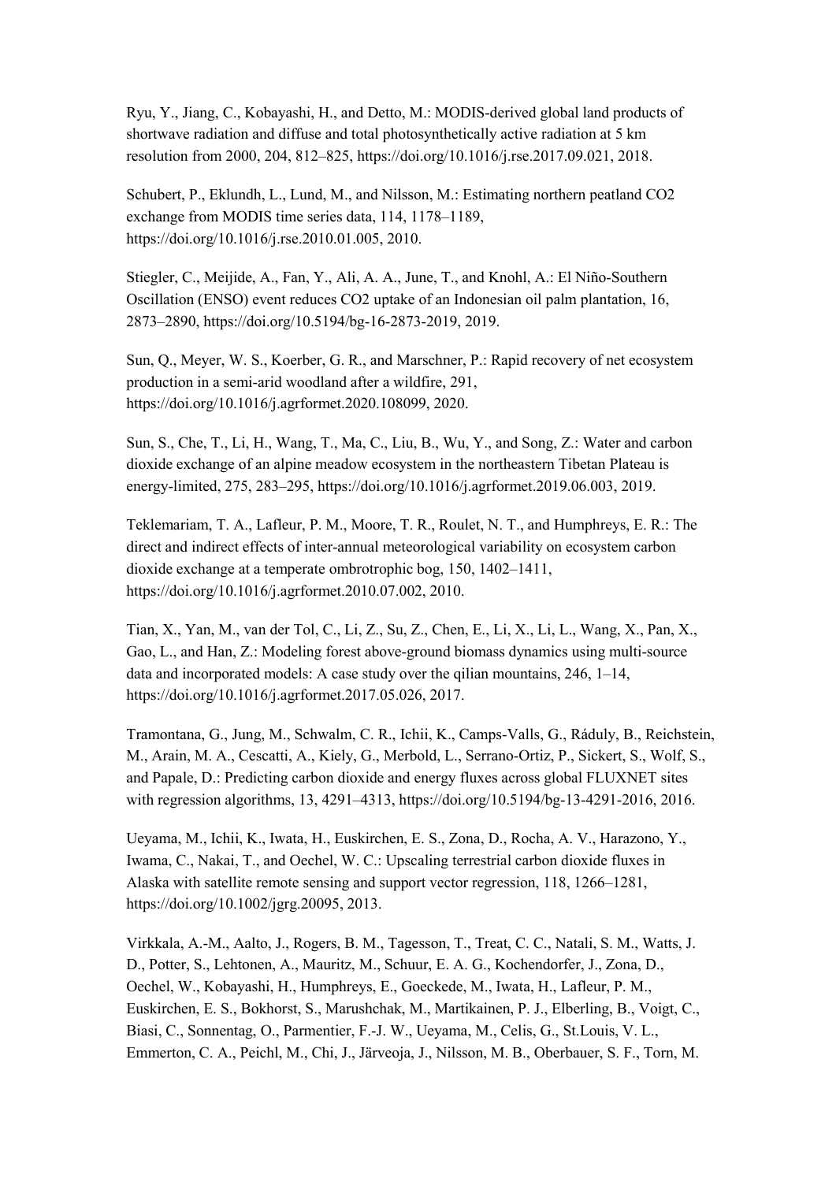Ryu, Y., Jiang, C., Kobayashi, H., and Detto, M.: MODIS-derived global land products of shortwave radiation and diffuse and total photosynthetically active radiation at 5 km resolution from 2000, 204, 812–825, https://doi.org/10.1016/j.rse.2017.09.021, 2018.

Schubert, P., Eklundh, L., Lund, M., and Nilsson, M.: Estimating northern peatland $CO_2$ exchange from MODIS time series data, 114, 1178–1189, https://doi.org/10.1016/j.rse.2010.01.005, 2010.

Stiegler, C., Meijide, A., Fan, Y., Ali, A. A., June, T., and Knohl, A.: El Niño-Southern Oscillation (ENSO) event reduces $CO_2$ uptake of an Indonesian oil palm plantation, 16, 2873–2890, https://doi.org/10.5194/bg-16-2873-2019, 2019.

Sun, Q., Meyer, W. S., Koerber, G. R., and Marschner, P.: Rapid recovery of net ecosystem production in a semi-arid woodland after a wildfire, 291, https://doi.org/10.1016/j.agrformet.2020.108099, 2020.

Sun, S., Che, T., Li, H., Wang, T., Ma, C., Liu, B., Wu, Y., and Song, Z.: Water and carbon dioxide exchange of an alpine meadow ecosystem in the northeastern Tibetan Plateau is energy-limited, 275, 283–295, https://doi.org/10.1016/j.agrformet.2019.06.003, 2019.

Teklemariam, T. A., Lafleur, P. M., Moore, T. R., Roulet, N. T., and Humphreys, E. R.: The direct and indirect effects of inter-annual meteorological variability on ecosystem carbon dioxide exchange at a temperate ombrotrophic bog, 150, 1402–1411, https://doi.org/10.1016/j.agrformet.2010.07.002, 2010.

Tian, X., Yan, M., van der Tol, C., Li, Z., Su, Z., Chen, E., Li, X., Li, L., Wang, X., Pan, X., Gao, L., and Han, Z.: Modeling forest above-ground biomass dynamics using multi-source data and incorporated models: A case study over the qilian mountains, 246, 1–14, https://doi.org/10.1016/j.agrformet.2017.05.026, 2017.

Tramontana, G., Jung, M., Schwalm, C. R., Ichii, K., Camps-Valls, G., Ráduly, B., Reichstein, M., Arain, M. A., Cescatti, A., Kiely, G., Merbold, L., Serrano-Ortiz, P., Sickert, S., Wolf, S., and Papale, D.: Predicting carbon dioxide and energy fluxes across global FLUXNET sites with regression algorithms, 13, 4291–4313, https://doi.org/10.5194/bg-13-4291-2016, 2016.

Ueyama, M., Ichii, K., Iwata, H., Euskirchen, E. S., Zona, D., Rocha, A. V., Harazono, Y., Iwama, C., Nakai, T., and Oechel, W. C.: Upscaling terrestrial carbon dioxide fluxes in Alaska with satellite remote sensing and support vector regression, 118, 1266–1281, https://doi.org/10.1002/jgrg.20095, 2013.

Virkkala, A.-M., Aalto, J., Rogers, B. M., Tagesson, T., Treat, C. C., Natali, S. M., Watts, J. D., Potter, S., Lehtonen, A., Mauritz, M., Schuur, E. A. G., Kochendorfer, J., Zona, D., Oechel, W., Kobayashi, H., Humphreys, E., Goeckede, M., Iwata, H., Lafleur, P. M., Euskirchen, E. S., Bokhorst, S., Marushchak, M., Martikainen, P. J., Elberling, B., Voigt, C., Biasi, C., Sonnentag, O., Parmentier, F.-J. W., Ueyama, M., Celis, G., St.Louis, V. L., Emmerton, C. A., Peichl, M., Chi, J., Järveoja, J., Nilsson, M. B., Oberbauer, S. F., Torn, M.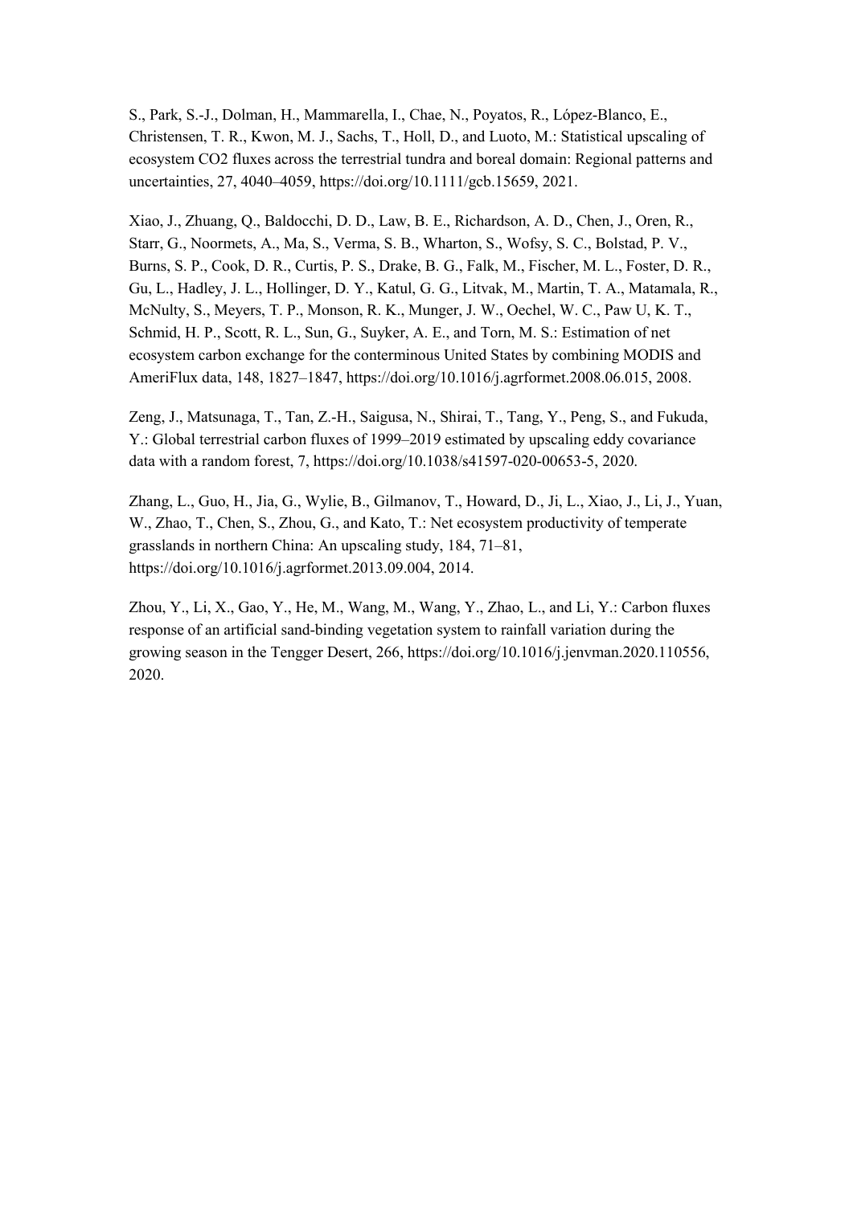S., Park, S.-J., Dolman, H., Mammarella, I., Chae, N., Poyatos, R., López-Blanco, E., Christensen, T. R., Kwon, M. J., Sachs, T., Holl, D., and Luoto, M.: Statistical upscaling of ecosystem CO2 fluxes across the terrestrial tundra and boreal domain: Regional patterns and uncertainties, 27, 4040–4059, https://doi.org/10.1111/gcb.15659, 2021.

Xiao, J., Zhuang, Q., Baldocchi, D. D., Law, B. E., Richardson, A. D., Chen, J., Oren, R., Starr, G., Noormets, A., Ma, S., Verma, S. B., Wharton, S., Wofsy, S. C., Bolstad, P. V., Burns, S. P., Cook, D. R., Curtis, P. S., Drake, B. G., Falk, M., Fischer, M. L., Foster, D. R., Gu, L., Hadley, J. L., Hollinger, D. Y., Katul, G. G., Litvak, M., Martin, T. A., Matamala, R., McNulty, S., Meyers, T. P., Monson, R. K., Munger, J. W., Oechel, W. C., Paw U, K. T., Schmid, H. P., Scott, R. L., Sun, G., Suyker, A. E., and Torn, M. S.: Estimation of net ecosystem carbon exchange for the conterminous United States by combining MODIS and AmeriFlux data, 148, 1827–1847, https://doi.org/10.1016/j.agrformet.2008.06.015, 2008.

Zeng, J., Matsunaga, T., Tan, Z.-H., Saigusa, N., Shirai, T., Tang, Y., Peng, S., and Fukuda, Y.: Global terrestrial carbon fluxes of 1999–2019 estimated by upscaling eddy covariance data with a random forest, 7, https://doi.org/10.1038/s41597-020-00653-5, 2020.

Zhang, L., Guo, H., Jia, G., Wylie, B., Gilmanov, T., Howard, D., Ji, L., Xiao, J., Li, J., Yuan, W., Zhao, T., Chen, S., Zhou, G., and Kato, T.: Net ecosystem productivity of temperate grasslands in northern China: An upscaling study, 184, 71–81, https://doi.org/10.1016/j.agrformet.2013.09.004, 2014.

Zhou, Y., Li, X., Gao, Y., He, M., Wang, M., Wang, Y., Zhao, L., and Li, Y.: Carbon fluxes response of an artificial sand-binding vegetation system to rainfall variation during the growing season in the Tengger Desert, 266, https://doi.org/10.1016/j.jenvman.2020.110556, 2020.